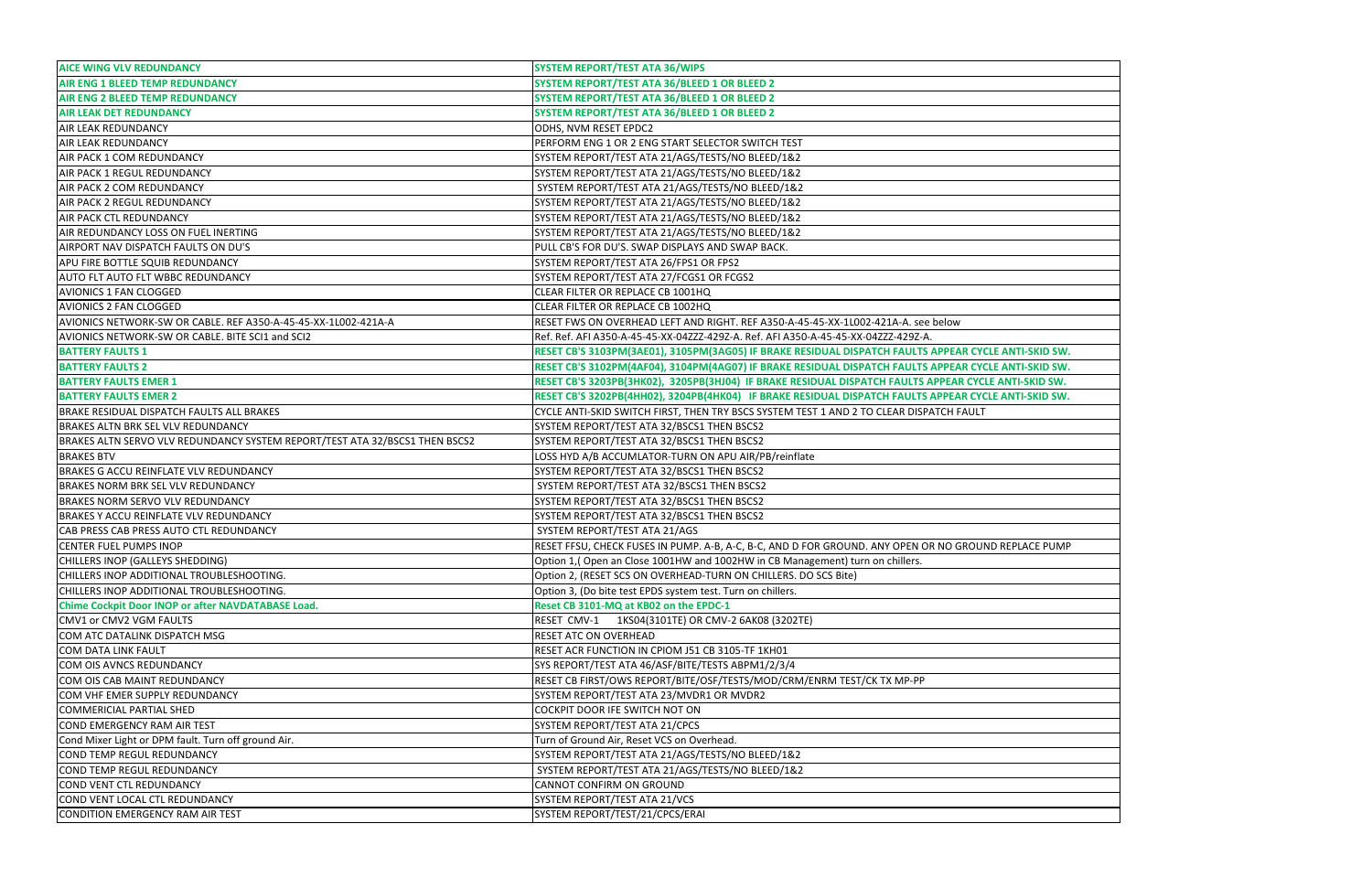| | |
|---|---|
| **AICE WING VLV REDUNDANCY** | **SYSTEM REPORT/TEST ATA 36/WIPS** |
| **AIR ENG 1 BLEED TEMP REDUNDANCY** | **SYSTEM REPORT/TEST ATA 36/BLEED 1 OR BLEED 2** |
| **AIR ENG 2 BLEED TEMP REDUNDANCY** | **SYSTEM REPORT/TEST ATA 36/BLEED 1 OR BLEED 2** |
| **AIR LEAK DET REDUNDANCY** | **SYSTEM REPORT/TEST ATA 36/BLEED 1 OR BLEED 2** |
| AIR LEAK REDUNDANCY | ODHS, NVM RESET EPDC2 |
| AIR LEAK REDUNDANCY | PERFORM ENG 1 OR 2 ENG START SELECTOR SWITCH TEST |
| AIR PACK 1 COM REDUNDANCY | SYSTEM REPORT/TEST ATA 21/AGS/TESTS/NO BLEED/1&2 |
| AIR PACK 1 REGUL REDUNDANCY | SYSTEM REPORT/TEST ATA 21/AGS/TESTS/NO BLEED/1&2 |
| AIR PACK 2 COM REDUNDANCY | SYSTEM REPORT/TEST ATA 21/AGS/TESTS/NO BLEED/1&2 |
| AIR PACK 2 REGUL REDUNDANCY | SYSTEM REPORT/TEST ATA 21/AGS/TESTS/NO BLEED/1&2 |
| AIR PACK CTL REDUNDANCY | SYSTEM REPORT/TEST ATA 21/AGS/TESTS/NO BLEED/1&2 |
| AIR REDUNDANCY LOSS ON FUEL INERTING | SYSTEM REPORT/TEST ATA 21/AGS/TESTS/NO BLEED/1&2 |
| AIRPORT NAV DISPATCH FAULTS ON DU'S | PULL CB'S FOR DU'S. SWAP DISPLAYS AND SWAP BACK. |
| APU FIRE BOTTLE SQUIB REDUNDANCY | SYSTEM REPORT/TEST ATA 26/FPS1 OR FPS2 |
| AUTO FLT AUTO FLT WBBC REDUNDANCY | SYSTEM REPORT/TEST ATA 27/FCGS1 OR FCGS2 |
| AVIONICS 1 FAN CLOGGED | CLEAR FILTER OR REPLACE CB 1001HQ |
| AVIONICS 2 FAN CLOGGED | CLEAR FILTER OR REPLACE CB 1002HQ |
| AVIONICS NETWORK-SW OR CABLE. REF A350-A-45-45-XX-1L002-421A-A | RESET FWS ON OVERHEAD LEFT AND RIGHT. REF A350-A-45-45-XX-1L002-421A-A. see below |
| AVIONICS NETWORK-SW OR CABLE. BITE SCI1 and SCI2 | Ref. Ref. AFI A350-A-45-45-XX-04ZZZ-429Z-A. Ref. AFI A350-A-45-45-XX-04ZZZ-429Z-A. |
| **BATTERY FAULTS 1** | **RESET CB'S 3103PM(3AE01), 3105PM(3AG05) IF BRAKE RESIDUAL DISPATCH FAULTS APPEAR CYCLE ANTI-SKID SW.** |
| **BATTERY FAULTS 2** | **RESET CB'S 3102PM(4AF04), 3104PM(4AG07) IF BRAKE RESIDUAL DISPATCH FAULTS APPEAR CYCLE ANTI-SKID SW.** |
| **BATTERY FAULTS EMER 1** | **RESET CB'S 3203PB(3HK02), 3205PB(3HJ04) IF BRAKE RESIDUAL DISPATCH FAULTS APPEAR CYCLE ANTI-SKID SW.** |
| **BATTERY FAULTS EMER 2** | **RESET CB'S 3202PB(4HH02), 3204PB(4HK04) IF BRAKE RESIDUAL DISPATCH FAULTS APPEAR CYCLE ANTI-SKID SW.** |
| BRAKE RESIDUAL DISPATCH FAULTS ALL BRAKES | CYCLE ANTI-SKID SWITCH FIRST, THEN TRY BSCS SYSTEM TEST 1 AND 2 TO CLEAR DISPATCH FAULT |
| BRAKES ALTN BRK SEL VLV REDUNDANCY | SYSTEM REPORT/TEST ATA 32/BSCS1 THEN BSCS2 |
| BRAKES ALTN SERVO VLV REDUNDANCY SYSTEM REPORT/TEST ATA 32/BSCS1 THEN BSCS2 | SYSTEM REPORT/TEST ATA 32/BSCS1 THEN BSCS2 |
| BRAKES BTV | LOSS HYD A/B ACCUMLATOR-TURN ON APU AIR/PB/reinflate |
| BRAKES G ACCU REINFLATE VLV REDUNDANCY | SYSTEM REPORT/TEST ATA 32/BSCS1 THEN BSCS2 |
| BRAKES NORM BRK SEL VLV REDUNDANCY | SYSTEM REPORT/TEST ATA 32/BSCS1 THEN BSCS2 |
| BRAKES NORM SERVO VLV REDUNDANCY | SYSTEM REPORT/TEST ATA 32/BSCS1 THEN BSCS2 |
| BRAKES Y ACCU REINFLATE VLV REDUNDANCY | SYSTEM REPORT/TEST ATA 32/BSCS1 THEN BSCS2 |
| CAB PRESS CAB PRESS AUTO CTL REDUNDANCY | SYSTEM REPORT/TEST ATA 21/AGS |
| CENTER FUEL PUMPS INOP | RESET FFSU, CHECK FUSES IN PUMP. A-B, A-C, B-C, AND D FOR GROUND. ANY OPEN OR NO GROUND REPLACE PUMP |
| CHILLERS INOP (GALLEYS SHEDDING) | Option 1,( Open an Close 1001HW and 1002HW in CB Management) turn on chillers. |
| CHILLERS INOP ADDITIONAL TROUBLESHOOTING. | Option 2, (RESET SCS ON OVERHEAD-TURN ON CHILLERS. DO SCS Bite) |
| CHILLERS INOP ADDITIONAL TROUBLESHOOTING. | Option 3, (Do bite test EPDS system test. Turn on chillers. |
| **Chime Cockpit Door INOP or after NAVDATABASE Load.** | **Reset CB 3101-MQ at KB02 on the EPDC-1** |
| CMV1 or CMV2 VGM FAULTS | RESET CMV-1 1KS04(3101TE) OR CMV-2 6AK08 (3202TE) |
| COM ATC DATALINK DISPATCH MSG | RESET ATC ON OVERHEAD |
| COM DATA LINK FAULT | RESET ACR FUNCTION IN CPIOM J51 CB 3105-TF 1KH01 |
| COM OIS AVNCS REDUNDANCY | SYS REPORT/TEST ATA 46/ASF/BITE/TESTS ABPM1/2/3/4 |
| COM OIS CAB MAINT REDUNDANCY | RESET CB FIRST/OWS REPORT/BITE/OSF/TESTS/MOD/CRM/ENRM TEST/CK TX MP-PP |
| COM VHF EMER SUPPLY REDUNDANCY | SYSTEM REPORT/TEST ATA 23/MVDR1 OR MVDR2 |
| COMMERICIAL PARTIAL SHED | COCKPIT DOOR IFE SWITCH NOT ON |
| COND EMERGENCY RAM AIR TEST | SYSTEM REPORT/TEST ATA 21/CPCS |
| Cond Mixer Light or DPM fault. Turn off ground Air. | Turn of Ground Air, Reset VCS on Overhead. |
| COND TEMP REGUL REDUNDANCY | SYSTEM REPORT/TEST ATA 21/AGS/TESTS/NO BLEED/1&2 |
| COND TEMP REGUL REDUNDANCY | SYSTEM REPORT/TEST ATA 21/AGS/TESTS/NO BLEED/1&2 |
| COND VENT CTL REDUNDANCY | CANNOT CONFIRM ON GROUND |
| COND VENT LOCAL CTL REDUNDANCY | SYSTEM REPORT/TEST ATA 21/VCS |
| CONDITION EMERGENCY RAM AIR TEST | SYSTEM REPORT/TEST/21/CPCS/ERAI |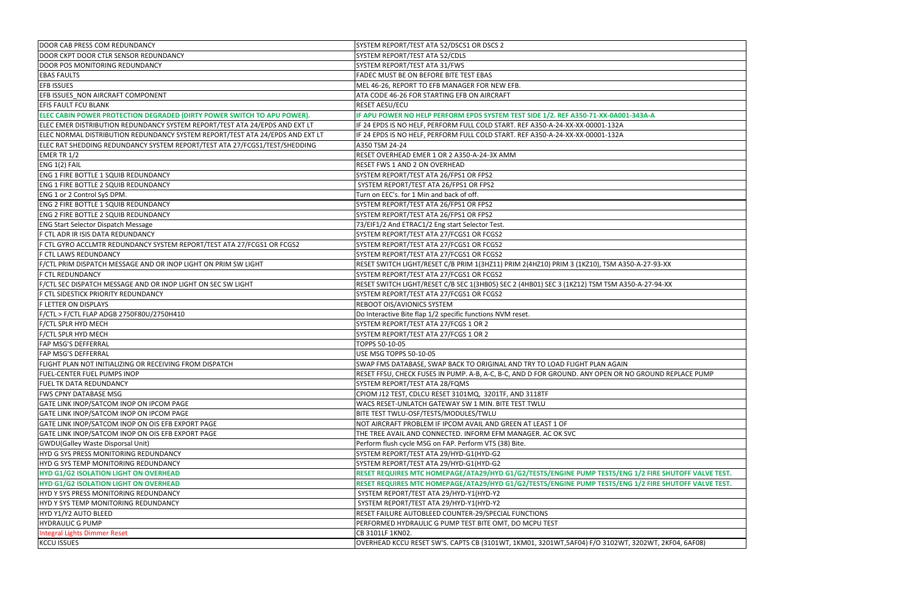| | |
|---|---|
| DOOR CAB PRESS COM REDUNDANCY | SYSTEM REPORT/TEST ATA 52/DSCS1 OR DSCS 2 |
| DOOR CKPT DOOR CTLR SENSOR REDUNDANCY | SYSTEM REPORT/TEST ATA 52/CDLS |
| DOOR POS MONITORING REDUNDANCY | SYSTEM REPORT/TEST ATA 31/FWS |
| EBAS FAULTS | FADEC MUST BE ON BEFORE BITE TEST EBAS |
| EFB ISSUES | MEL 46-26, REPORT TO EFB MANAGER FOR NEW EFB. |
| EFB ISSUES_NON AIRCRAFT COMPONENT | ATA CODE 46-26 FOR STARTING EFB ON AIRCRAFT |
| EFIS FAULT FCU BLANK | RESET AESU/ECU |
| **ELEC CABIN POWER PROTECTION DEGRADED (DIRTY POWER SWITCH TO APU POWER).** | **IF APU POWER NO HELP PERFORM EPDS SYSTEM TEST SIDE 1/2. REF A350-71-XX-0A001-343A-A** |
| ELEC EMER DISTRIBUTION REDUNDANCY SYSTEM REPORT/TEST ATA 24/EPDS AND EXT LT | IF 24 EPDS IS NO HELF, PERFORM FULL COLD START. REF A350-A-24-XX-XX-00001-132A |
| ELEC NORMAL DISTRIBUTION REDUNDANCY SYSTEM REPORT/TEST ATA 24/EPDS AND EXT LT | IF 24 EPDS IS NO HELF, PERFORM FULL COLD START. REF A350-A-24-XX-XX-00001-132A |
| ELEC RAT SHEDDING REDUNDANCY SYSTEM REPORT/TEST ATA 27/FCGS1/TEST/SHEDDING | A350 TSM 24-24 |
| EMER TR 1/2 | RESET OVERHEAD EMER 1 OR 2 A350-A-24-3X AMM |
| ENG 1(2) FAIL | RESET FWS 1 AND 2 ON OVERHEAD |
| ENG 1 FIRE BOTTLE 1 SQUIB REDUNDANCY | SYSTEM REPORT/TEST ATA 26/FPS1 OR FPS2 |
| ENG 1 FIRE BOTTLE 2 SQUIB REDUNDANCY | SYSTEM REPORT/TEST ATA 26/FPS1 OR FPS2 |
| ENG 1 or 2 Control SyS DPM. | Turn on EEC's. for 1 Min and back of off. |
| ENG 2 FIRE BOTTLE 1 SQUIB REDUNDANCY | SYSTEM REPORT/TEST ATA 26/FPS1 OR FPS2 |
| ENG 2 FIRE BOTTLE 2 SQUIB REDUNDANCY | SYSTEM REPORT/TEST ATA 26/FPS1 OR FPS2 |
| ENG Start Selector Dispatch Message | 73/EIF1/2 And ETRAC1/2 Eng start Selector Test. |
| F CTL ADR IR ISIS DATA REDUNDANCY | SYSTEM REPORT/TEST ATA 27/FCGS1 OR FCGS2 |
| F CTL GYRO ACCLMTR REDUNDANCY SYSTEM REPORT/TEST ATA 27/FCGS1 OR FCGS2 | SYSTEM REPORT/TEST ATA 27/FCGS1 OR FCGS2 |
| F CTL LAWS REDUNDANCY | SYSTEM REPORT/TEST ATA 27/FCGS1 OR FCGS2 |
| F/CTL PRIM DISPATCH MESSAGE AND OR INOP LIGHT ON PRIM SW LIGHT | RESET SWITCH LIGHT/RESET C/B PRIM 1(3HZ11) PRIM 2(4HZ10) PRIM 3 (1KZ10), TSM A350-A-27-93-XX |
| F CTL REDUNDANCY | SYSTEM REPORT/TEST ATA 27/FCGS1 OR FCGS2 |
| F/CTL SEC DISPATCH MESSAGE AND OR INOP LIGHT ON SEC SW LIGHT | RESET SWITCH LIGHT/RESET C/B SEC 1(3HB05) SEC 2 (4HB01) SEC 3 (1KZ12) TSM TSM A350-A-27-94-XX |
| F CTL SIDESTICK PRIORITY REDUNDANCY | SYSTEM REPORT/TEST ATA 27/FCGS1 OR FCGS2 |
| F LETTER ON DISPLAYS | REBOOT OIS/AVIONICS SYSTEM |
| F/CTL > F/CTL FLAP ADGB 2750F80U/2750H410 | Do Interactive Bite flap 1/2 specific functions NVM reset. |
| F/CTL SPLR HYD MECH | SYSTEM REPORT/TEST ATA 27/FCGS 1 OR 2 |
| F/CTL SPLR HYD MECH | SYSTEM REPORT/TEST ATA 27/FCGS 1 OR 2 |
| FAP MSG'S DEFFERRAL | TOPPS 50-10-05 |
| FAP MSG'S DEFFERRAL | USE MSG TOPPS 50-10-05 |
| FLIGHT PLAN NOT INITIALIZING OR RECEIVING FROM DISPATCH | SWAP FMS DATABASE, SWAP BACK TO ORIGINAL AND TRY TO LOAD FLIGHT PLAN AGAIN |
| FUEL-CENTER FUEL PUMPS INOP | RESET FFSU, CHECK FUSES IN PUMP. A-B, A-C, B-C, AND D FOR GROUND. ANY OPEN OR NO GROUND REPLACE PUMP |
| FUEL TK DATA REDUNDANCY | SYSTEM REPORT/TEST ATA 28/FQMS |
| FWS CPNY DATABASE MSG | CPIOM J12 TEST, CDLCU RESET 3101MQ, 3201TF, AND 3118TF |
| GATE LINK INOP/SATCOM INOP ON IPCOM PAGE | WACS RESET-UNLATCH GATEWAY SW 1 MIN. BITE TEST TWLU |
| GATE LINK INOP/SATCOM INOP ON IPCOM PAGE | BITE TEST TWLU-OSF/TESTS/MODULES/TWLU |
| GATE LINK INOP/SATCOM INOP ON OIS EFB EXPORT PAGE | NOT AIRCRAFT PROBLEM IF IPCOM AVAIL AND GREEN AT LEAST 1 OF |
| GATE LINK INOP/SATCOM INOP ON OIS EFB EXPORT PAGE | THE TREE AVAIL AND CONNECTED. INFORM EFM MANAGER. AC OK SVC |
| GWDU(Galley Waste Disporsal Unit) | Perform flush cycle MSG on FAP. Perform VTS (38) Bite. |
| HYD G SYS PRESS MONITORING REDUNDANCY | SYSTEM REPORT/TEST ATA 29/HYD-G1(HYD-G2 |
| HYD G SYS TEMP MONITORING REDUNDANCY | SYSTEM REPORT/TEST ATA 29/HYD-G1(HYD-G2 |
| **HYD G1/G2 ISOLATION LIGHT ON OVERHEAD** | **RESET REQUIRES MTC HOMEPAGE/ATA29/HYD G1/G2/TESTS/ENGINE PUMP TESTS/ENG 1/2 FIRE SHUTOFF VALVE TEST.** |
| **HYD G1/G2 ISOLATION LIGHT ON OVERHEAD** | **RESET REQUIRES MTC HOMEPAGE/ATA29/HYD G1/G2/TESTS/ENGINE PUMP TESTS/ENG 1/2 FIRE SHUTOFF VALVE TEST.** |
| HYD Y SYS PRESS MONITORING REDUNDANCY | SYSTEM REPORT/TEST ATA 29/HYD-Y1(HYD-Y2 |
| HYD Y SYS TEMP MONITORING REDUNDANCY | SYSTEM REPORT/TEST ATA 29/HYD-Y1(HYD-Y2 |
| HYD Y1/Y2 AUTO BLEED | RESET FAILURE AUTOBLEED COUNTER-29/SPECIAL FUNCTIONS |
| HYDRAULIC G PUMP | PERFORMED HYDRAULIC G PUMP TEST BITE OMT, DO MCPU TEST |
| Integral Lights Dimmer Reset | CB 3101LF 1KN02. |
| KCCU ISSUES | OVERHEAD KCCU RESET SW'S. CAPTS CB (3101WT, 1KM01, 3201WT,5AF04) F/O 3102WT, 3202WT, 2KF04, 6AF08) |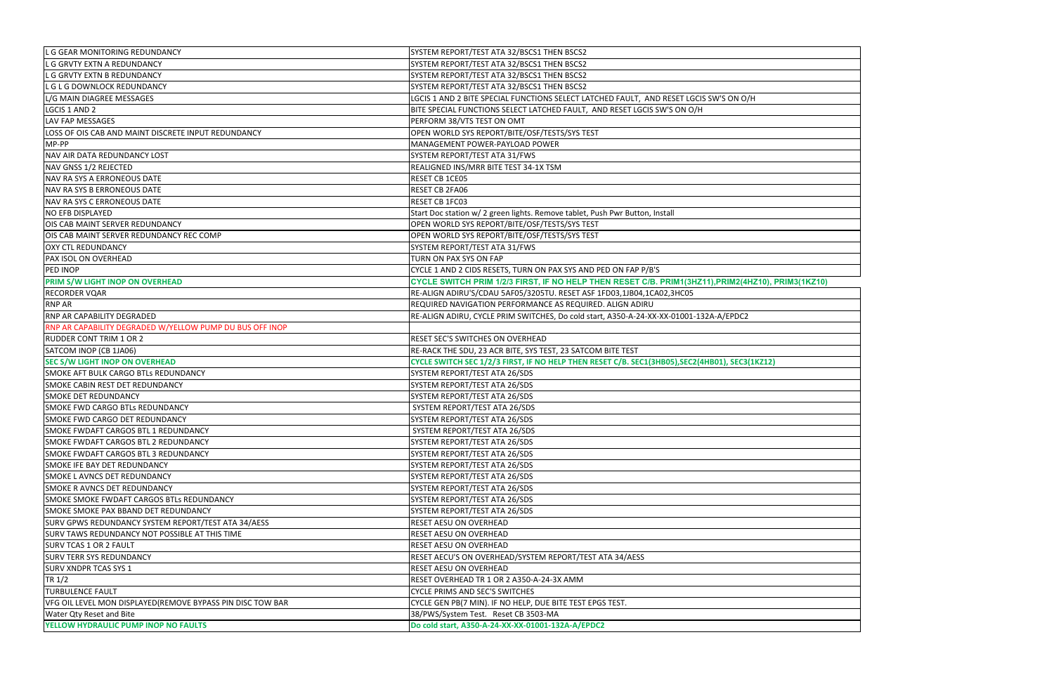| | |
|---|---|
| L G GEAR MONITORING REDUNDANCY | SYSTEM REPORT/TEST ATA 32/BSCS1 THEN BSCS2 |
| L G GRVTY EXTN A REDUNDANCY | SYSTEM REPORT/TEST ATA 32/BSCS1 THEN BSCS2 |
| L G GRVTY EXTN B REDUNDANCY | SYSTEM REPORT/TEST ATA 32/BSCS1 THEN BSCS2 |
| L G L G DOWNLOCK REDUNDANCY | SYSTEM REPORT/TEST ATA 32/BSCS1 THEN BSCS2 |
| L/G MAIN DIAGREE MESSAGES | LGCIS 1 AND 2 BITE SPECIAL FUNCTIONS SELECT LATCHED FAULT, AND RESET LGCIS SW'S ON O/H |
| LGCIS 1 AND 2 | BITE SPECIAL FUNCTIONS SELECT LATCHED FAULT, AND RESET LGCIS SW'S ON O/H |
| LAV FAP MESSAGES | PERFORM 38/VTS TEST ON OMT |
| LOSS OF OIS CAB AND MAINT DISCRETE INPUT REDUNDANCY | OPEN WORLD SYS REPORT/BITE/OSF/TESTS/SYS TEST |
| MP-PP | MANAGEMENT POWER-PAYLOAD POWER |
| NAV AIR DATA REDUNDANCY LOST | SYSTEM REPORT/TEST ATA 31/FWS |
| NAV GNSS 1/2 REJECTED | REALIGNED INS/MRR BITE TEST 34-1X TSM |
| NAV RA SYS A ERRONEOUS DATE | RESET CB 1CE05 |
| NAV RA SYS B ERRONEOUS DATE | RESET CB 2FA06 |
| NAV RA SYS C ERRONEOUS DATE | RESET CB 1FC03 |
| NO EFB DISPLAYED | Start Doc station w/ 2 green lights. Remove tablet, Push Pwr Button, Install |
| OIS CAB MAINT SERVER REDUNDANCY | OPEN WORLD SYS REPORT/BITE/OSF/TESTS/SYS TEST |
| OIS CAB MAINT SERVER REDUNDANCY REC COMP | OPEN WORLD SYS REPORT/BITE/OSF/TESTS/SYS TEST |
| OXY CTL REDUNDANCY | SYSTEM REPORT/TEST ATA 31/FWS |
| PAX ISOL ON OVERHEAD | TURN ON PAX SYS ON FAP |
| PED INOP | CYCLE 1 AND 2 CIDS RESETS, TURN ON PAX SYS AND PED ON FAP P/B'S |
| **PRIM S/W LIGHT INOP ON OVERHEAD** | **CYCLE SWITCH PRIM 1/2/3 FIRST, IF NO HELP THEN RESET C/B. PRIM1(3HZ11),PRIM2(4HZ10), PRIM3(1KZ10)** |
| RECORDER VQAR | RE-ALIGN ADIRU'S/CDAU 5AF05/3205TU. RESET ASF 1FD03,1JB04,1CA02,3HC05 |
| RNP AR | REQUIRED NAVIGATION PERFORMANCE AS REQUIRED. ALIGN ADIRU |
| RNP AR CAPABILITY DEGRADED | RE-ALIGN ADIRU, CYCLE PRIM SWITCHES, Do cold start, A350-A-24-XX-XX-01001-132A-A/EPDC2 |
| RNP AR CAPABILITY DEGRADED W/YELLOW PUMP DU BUS OFF INOP | |
| RUDDER CONT TRIM 1 OR 2 | RESET SEC'S SWITCHES ON OVERHEAD |
| SATCOM INOP (CB 1JA06) | RE-RACK THE SDU, 23 ACR BITE, SYS TEST, 23 SATCOM BITE TEST |
| **SEC S/W LIGHT INOP ON OVERHEAD** | **CYCLE SWITCH SEC 1/2/3 FIRST, IF NO HELP THEN RESET C/B. SEC1(3HB05),SEC2(4HB01), SEC3(1KZ12)** |
| SMOKE AFT BULK CARGO BTLs REDUNDANCY | SYSTEM REPORT/TEST ATA 26/SDS |
| SMOKE CABIN REST DET REDUNDANCY | SYSTEM REPORT/TEST ATA 26/SDS |
| SMOKE DET REDUNDANCY | SYSTEM REPORT/TEST ATA 26/SDS |
| SMOKE FWD CARGO BTLs REDUNDANCY | SYSTEM REPORT/TEST ATA 26/SDS |
| SMOKE FWD CARGO DET REDUNDANCY | SYSTEM REPORT/TEST ATA 26/SDS |
| SMOKE FWDAFT CARGOS BTL 1 REDUNDANCY | SYSTEM REPORT/TEST ATA 26/SDS |
| SMOKE FWDAFT CARGOS BTL 2 REDUNDANCY | SYSTEM REPORT/TEST ATA 26/SDS |
| SMOKE FWDAFT CARGOS BTL 3 REDUNDANCY | SYSTEM REPORT/TEST ATA 26/SDS |
| SMOKE IFE BAY DET REDUNDANCY | SYSTEM REPORT/TEST ATA 26/SDS |
| SMOKE L AVNCS DET REDUNDANCY | SYSTEM REPORT/TEST ATA 26/SDS |
| SMOKE R AVNCS DET REDUNDANCY | SYSTEM REPORT/TEST ATA 26/SDS |
| SMOKE SMOKE FWDAFT CARGOS BTLs REDUNDANCY | SYSTEM REPORT/TEST ATA 26/SDS |
| SMOKE SMOKE PAX BBAND DET REDUNDANCY | SYSTEM REPORT/TEST ATA 26/SDS |
| SURV GPWS REDUNDANCY SYSTEM REPORT/TEST ATA 34/AESS | RESET AESU ON OVERHEAD |
| SURV TAWS REDUNDANCY NOT POSSIBLE AT THIS TIME | RESET AESU ON OVERHEAD |
| SURV TCAS 1 OR 2 FAULT | RESET AESU ON OVERHEAD |
| SURV TERR SYS REDUNDANCY | RESET AECU'S ON OVERHEAD/SYSTEM REPORT/TEST ATA 34/AESS |
| SURV XNDPR TCAS SYS 1 | RESET AESU ON OVERHEAD |
| TR 1/2 | RESET OVERHEAD TR 1 OR 2 A350-A-24-3X AMM |
| TURBULENCE FAULT | CYCLE PRIMS AND SEC'S SWITCHES |
| VFG OIL LEVEL MON DISPLAYED(REMOVE BYPASS PIN DISC TOW BAR | CYCLE GEN PB(7 MIN). IF NO HELP, DUE BITE TEST EPGS TEST. |
| Water Qty Reset and Bite | 38/PWS/System Test. Reset CB 3503-MA |
| **YELLOW HYDRAULIC PUMP INOP NO FAULTS** | **Do cold start, A350-A-24-XX-XX-01001-132A-A/EPDC2** |